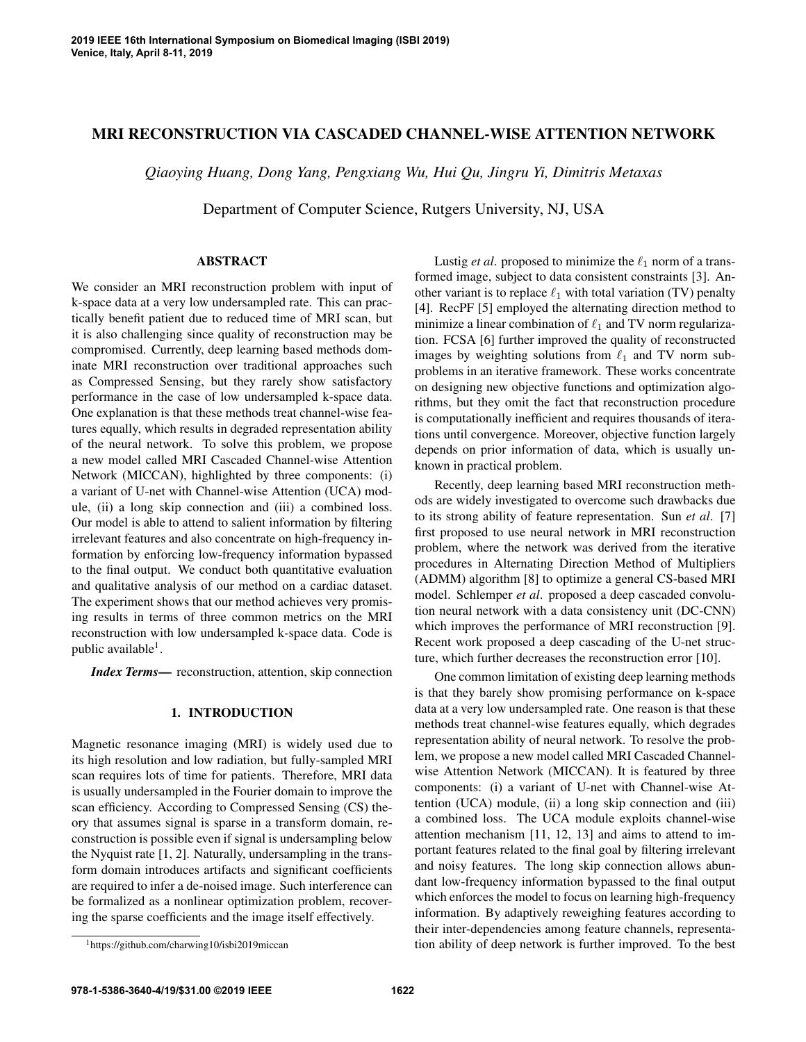# MRI RECONSTRUCTION VIA CASCADED CHANNEL-WISE ATTENTION NETWORK

*Qiaoying Huang, Dong Yang, Pengxiang Wu, Hui Qu, Jingru Yi, Dimitris Metaxas*

Department of Computer Science, Rutgers University, NJ, USA

## ABSTRACT

We consider an MRI reconstruction problem with input of k-space data at a very low undersampled rate. This can practically benefit patient due to reduced time of MRI scan, but it is also challenging since quality of reconstruction may be compromised. Currently, deep learning based methods dominate MRI reconstruction over traditional approaches such as Compressed Sensing, but they rarely show satisfactory performance in the case of low undersampled k-space data. One explanation is that these methods treat channel-wise features equally, which results in degraded representation ability of the neural network. To solve this problem, we propose a new model called MRI Cascaded Channel-wise Attention Network (MICCAN), highlighted by three components: (i) a variant of U-net with Channel-wise Attention (UCA) module, (ii) a long skip connection and (iii) a combined loss. Our model is able to attend to salient information by filtering irrelevant features and also concentrate on high-frequency information by enforcing low-frequency information bypassed to the final output. We conduct both quantitative evaluation and qualitative analysis of our method on a cardiac dataset. The experiment shows that our method achieves very promising results in terms of three common metrics on the MRI reconstruction with low undersampled k-space data. Code is public available[1].

***Index Terms—*** reconstruction, attention, skip connection

## 1. INTRODUCTION

Magnetic resonance imaging (MRI) is widely used due to its high resolution and low radiation, but fully-sampled MRI scan requires lots of time for patients. Therefore, MRI data is usually undersampled in the Fourier domain to improve the scan efficiency. According to Compressed Sensing (CS) theory that assumes signal is sparse in a transform domain, reconstruction is possible even if signal is undersampling below the Nyquist rate [1, 2]. Naturally, undersampling in the transform domain introduces artifacts and significant coefficients are required to infer a de-noised image. Such interference can be formalized as a nonlinear optimization problem, recovering the sparse coefficients and the image itself effectively.

Lustig *et al*. proposed to minimize the $\ell_1$ norm of a transformed image, subject to data consistent constraints [3]. Another variant is to replace $\ell_1$ with total variation (TV) penalty [4]. RecPF [5] employed the alternating direction method to minimize a linear combination of $\ell_1$ and TV norm regularization. FCSA [6] further improved the quality of reconstructed images by weighting solutions from $\ell_1$ and TV norm subproblems in an iterative framework. These works concentrate on designing new objective functions and optimization algorithms, but they omit the fact that reconstruction procedure is computationally inefficient and requires thousands of iterations until convergence. Moreover, objective function largely depends on prior information of data, which is usually unknown in practical problem.

Recently, deep learning based MRI reconstruction methods are widely investigated to overcome such drawbacks due to its strong ability of feature representation. Sun *et al*. [7] first proposed to use neural network in MRI reconstruction problem, where the network was derived from the iterative procedures in Alternating Direction Method of Multipliers (ADMM) algorithm [8] to optimize a general CS-based MRI model. Schlemper *et al*. proposed a deep cascaded convolution neural network with a data consistency unit (DC-CNN) which improves the performance of MRI reconstruction [9]. Recent work proposed a deep cascading of the U-net structure, which further decreases the reconstruction error [10].

One common limitation of existing deep learning methods is that they barely show promising performance on k-space data at a very low undersampled rate. One reason is that these methods treat channel-wise features equally, which degrades representation ability of neural network. To resolve the problem, we propose a new model called MRI Cascaded Channel-wise Attention Network (MICCAN). It is featured by three components: (i) a variant of U-net with Channel-wise Attention (UCA) module, (ii) a long skip connection and (iii) a combined loss. The UCA module exploits channel-wise attention mechanism [11, 12, 13] and aims to attend to important features related to the final goal by filtering irrelevant and noisy features. The long skip connection allows abundant low-frequency information bypassed to the final output which enforces the model to focus on learning high-frequency information. By adaptively reweighing features according to their inter-dependencies among feature channels, representation ability of deep network is further improved. To the best

[1] https://github.com/charwing10/isbi2019miccan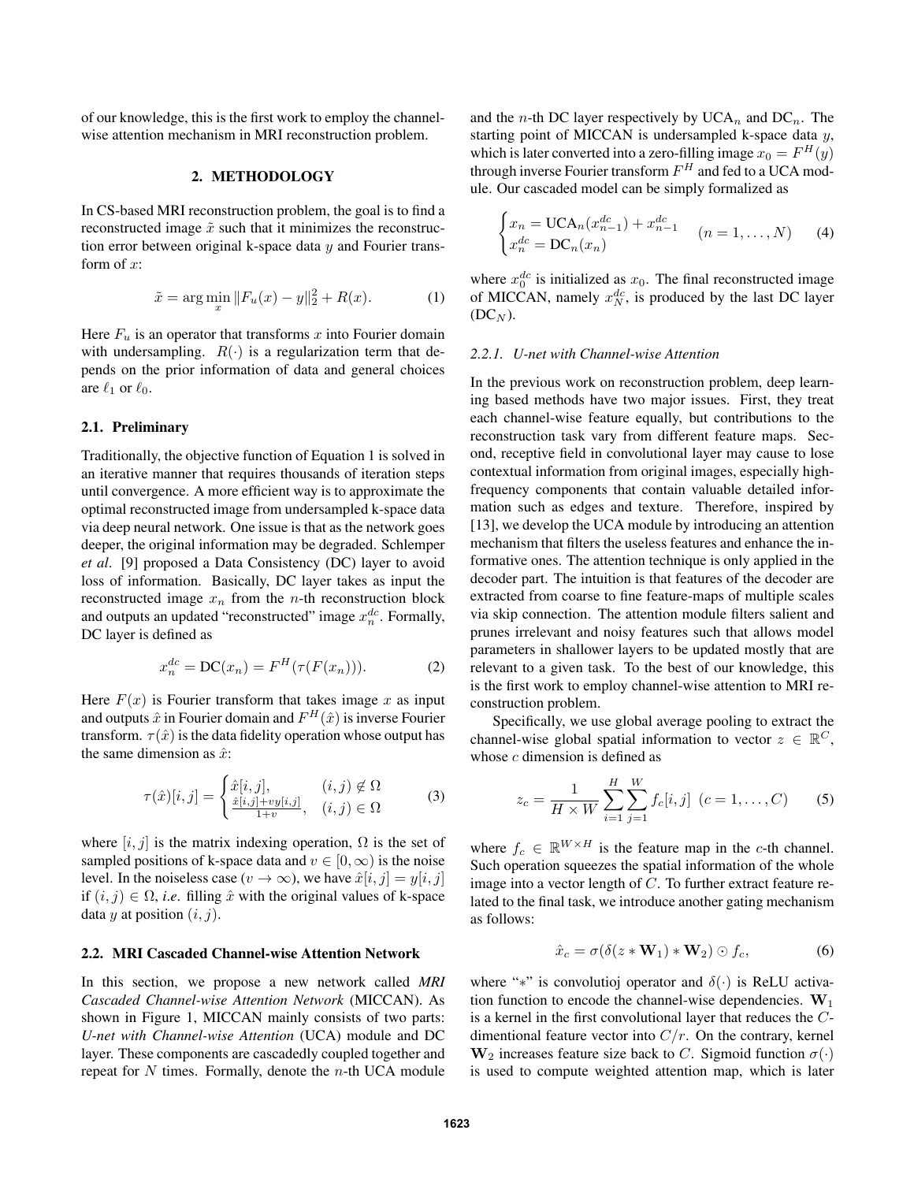of our knowledge, this is the first work to employ the channel-wise attention mechanism in MRI reconstruction problem.

## 2. METHODOLOGY

In CS-based MRI reconstruction problem, the goal is to find a reconstructed image $\tilde{x}$ such that it minimizes the reconstruction error between original k-space data $y$ and Fourier transform of $x$:

$$\tilde{x} = \arg\min_{x} \|F_u(x) - y\|_2^2 + R(x). \tag{1}$$

Here $F_u$ is an operator that transforms $x$ into Fourier domain with undersampling. $R(\cdot)$ is a regularization term that depends on the prior information of data and general choices are $\ell_1$ or $\ell_0$.

### 2.1. Preliminary

Traditionally, the objective function of Equation 1 is solved in an iterative manner that requires thousands of iteration steps until convergence. A more efficient way is to approximate the optimal reconstructed image from undersampled k-space data via deep neural network. One issue is that as the network goes deeper, the original information may be degraded. Schlemper *et al*. [9] proposed a Data Consistency (DC) layer to avoid loss of information. Basically, DC layer takes as input the reconstructed image $x_n$ from the $n$-th reconstruction block and outputs an updated "reconstructed" image $x_n^{dc}$. Formally, DC layer is defined as

$$x_n^{dc} = \text{DC}(x_n) = F^H(\tau(F(x_n))). \tag{2}$$

Here $F(x)$ is Fourier transform that takes image $x$ as input and outputs $\hat{x}$ in Fourier domain and $F^H(\hat{x})$ is inverse Fourier transform. $\tau(\hat{x})$ is the data fidelity operation whose output has the same dimension as $\hat{x}$:

$$\tau(\hat{x})[i,j] = \begin{cases} \hat{x}[i,j], & (i,j) \notin \Omega \\ \frac{\hat{x}[i,j] + vy[i,j]}{1+v}, & (i,j) \in \Omega \end{cases} \tag{3}$$

where $[i,j]$ is the matrix indexing operation, $\Omega$ is the set of sampled positions of k-space data and $v \in [0, \infty)$ is the noise level. In the noiseless case ($v \to \infty$), we have $\hat{x}[i,j] = y[i,j]$ if $(i,j) \in \Omega$, *i.e.* filling $\hat{x}$ with the original values of k-space data $y$ at position $(i,j)$.

### 2.2. MRI Cascaded Channel-wise Attention Network

In this section, we propose a new network called *MRI Cascaded Channel-wise Attention Network* (MICCAN). As shown in Figure 1, MICCAN mainly consists of two parts: *U-net with Channel-wise Attention* (UCA) module and DC layer. These components are cascadedly coupled together and repeat for $N$ times. Formally, denote the $n$-th UCA module and the $n$-th DC layer respectively by $\text{UCA}_n$ and $\text{DC}_n$. The starting point of MICCAN is undersampled k-space data $y$, which is later converted into a zero-filling image $x_0 = F^H(y)$ through inverse Fourier transform $F^H$ and fed to a UCA module. Our cascaded model can be simply formalized as

$$\begin{cases} x_n = \text{UCA}_n(x_{n-1}^{dc}) + x_{n-1}^{dc} \\ x_n^{dc} = \text{DC}_n(x_n) \end{cases} \quad (n = 1, \ldots, N) \tag{4}$$

where $x_0^{dc}$ is initialized as $x_0$. The final reconstructed image of MICCAN, namely $x_N^{dc}$, is produced by the last DC layer ($\text{DC}_N$).

#### 2.2.1. U-net with Channel-wise Attention

In the previous work on reconstruction problem, deep learning based methods have two major issues. First, they treat each channel-wise feature equally, but contributions to the reconstruction task vary from different feature maps. Second, receptive field in convolutional layer may cause to lose contextual information from original images, especially high-frequency components that contain valuable detailed information such as edges and texture. Therefore, inspired by [13], we develop the UCA module by introducing an attention mechanism that filters the useless features and enhance the informative ones. The attention technique is only applied in the decoder part. The intuition is that features of the decoder are extracted from coarse to fine feature-maps of multiple scales via skip connection. The attention module filters salient and prunes irrelevant and noisy features such that allows model parameters in shallower layers to be updated mostly that are relevant to a given task. To the best of our knowledge, this is the first work to employ channel-wise attention to MRI reconstruction problem.

Specifically, we use global average pooling to extract the channel-wise global spatial information to vector $z \in \mathbb{R}^C$, whose $c$ dimension is defined as

$$z_c = \frac{1}{H \times W} \sum_{i=1}^{H} \sum_{j=1}^{W} f_c[i,j] \ \ (c = 1, \ldots, C) \tag{5}$$

where $f_c \in \mathbb{R}^{W \times H}$ is the feature map in the $c$-th channel. Such operation squeezes the spatial information of the whole image into a vector length of $C$. To further extract feature related to the final task, we introduce another gating mechanism as follows:

$$\hat{x}_c = \sigma(\delta(z * \mathbf{W}_1) * \mathbf{W}_2) \odot f_c, \tag{6}$$

where "$*$" is convolutioj operator and $\delta(\cdot)$ is ReLU activation function to encode the channel-wise dependencies. $\mathbf{W}_1$ is a kernel in the first convolutional layer that reduces the $C$-dimentional feature vector into $C/r$. On the contrary, kernel $\mathbf{W}_2$ increases feature size back to $C$. Sigmoid function $\sigma(\cdot)$ is used to compute weighted attention map, which is later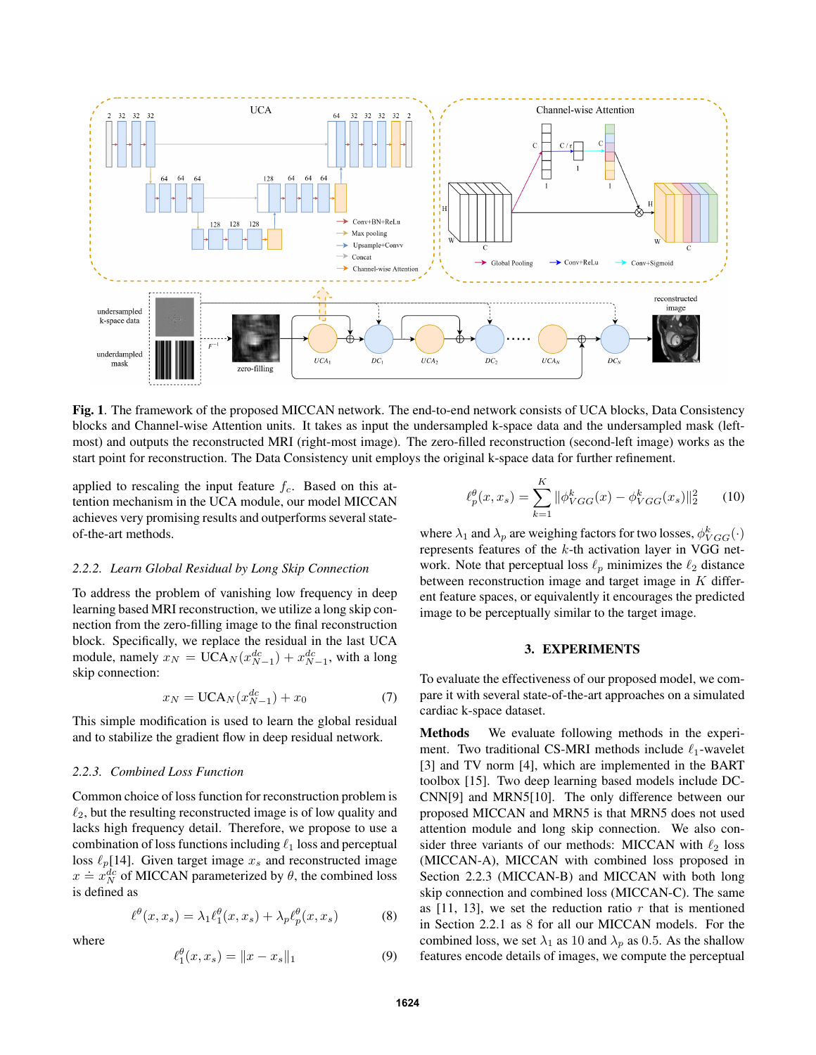**Fig. 1**. The framework of the proposed MICCAN network. The end-to-end network consists of UCA blocks, Data Consistency blocks and Channel-wise Attention units. It takes as input the undersampled k-space data and the undersampled mask (left-most) and outputs the reconstructed MRI (right-most image). The zero-filled reconstruction (second-left image) works as the start point for reconstruction. The Data Consistency unit employs the original k-space data for further refinement.

applied to rescaling the input feature $f_c$. Based on this attention mechanism in the UCA module, our model MICCAN achieves very promising results and outperforms several state-of-the-art methods.

#### 2.2.2. Learn Global Residual by Long Skip Connection

To address the problem of vanishing low frequency in deep learning based MRI reconstruction, we utilize a long skip connection from the zero-filling image to the final reconstruction block. Specifically, we replace the residual in the last UCA module, namely $x_N = \text{UCA}_N(x^{dc}_{N-1}) + x^{dc}_{N-1}$, with a long skip connection:

$$x_N = \text{UCA}_N(x^{dc}_{N-1}) + x_0 \tag{7}$$

This simple modification is used to learn the global residual and to stabilize the gradient flow in deep residual network.

#### 2.2.3. Combined Loss Function

Common choice of loss function for reconstruction problem is $\ell_2$, but the resulting reconstructed image is of low quality and lacks high frequency detail. Therefore, we propose to use a combination of loss functions including $\ell_1$ loss and perceptual loss $\ell_p$[14]. Given target image $x_s$ and reconstructed image $x \doteq x^{dc}_N$ of MICCAN parameterized by $\theta$, the combined loss is defined as

$$\ell^\theta(x, x_s) = \lambda_1 \ell^\theta_1(x, x_s) + \lambda_p \ell^\theta_p(x, x_s) \tag{8}$$

where

$$\ell^\theta_1(x, x_s) = \|x - x_s\|_1 \tag{9}$$

$$\ell^\theta_p(x, x_s) = \sum_{k=1}^{K} \|\phi^k_{VGG}(x) - \phi^k_{VGG}(x_s)\|^2_2 \tag{10}$$

where $\lambda_1$ and $\lambda_p$ are weighing factors for two losses, $\phi^k_{VGG}(\cdot)$ represents features of the $k$-th activation layer in VGG network. Note that perceptual loss $\ell_p$ minimizes the $\ell_2$ distance between reconstruction image and target image in $K$ different feature spaces, or equivalently it encourages the predicted image to be perceptually similar to the target image.

## 3. EXPERIMENTS

To evaluate the effectiveness of our proposed model, we compare it with several state-of-the-art approaches on a simulated cardiac k-space dataset.

**Methods** We evaluate following methods in the experiment. Two traditional CS-MRI methods include $\ell_1$-wavelet [3] and TV norm [4], which are implemented in the BART toolbox [15]. Two deep learning based models include DC-CNN[9] and MRN5[10]. The only difference between our proposed MICCAN and MRN5 is that MRN5 does not used attention module and long skip connection. We also consider three variants of our methods: MICCAN with $\ell_2$ loss (MICCAN-A), MICCAN with combined loss proposed in Section 2.2.3 (MICCAN-B) and MICCAN with both long skip connection and combined loss (MICCAN-C). The same as [11, 13], we set the reduction ratio $r$ that is mentioned in Section 2.2.1 as 8 for all our MICCAN models. For the combined loss, we set $\lambda_1$ as 10 and $\lambda_p$ as 0.5. As the shallow features encode details of images, we compute the perceptual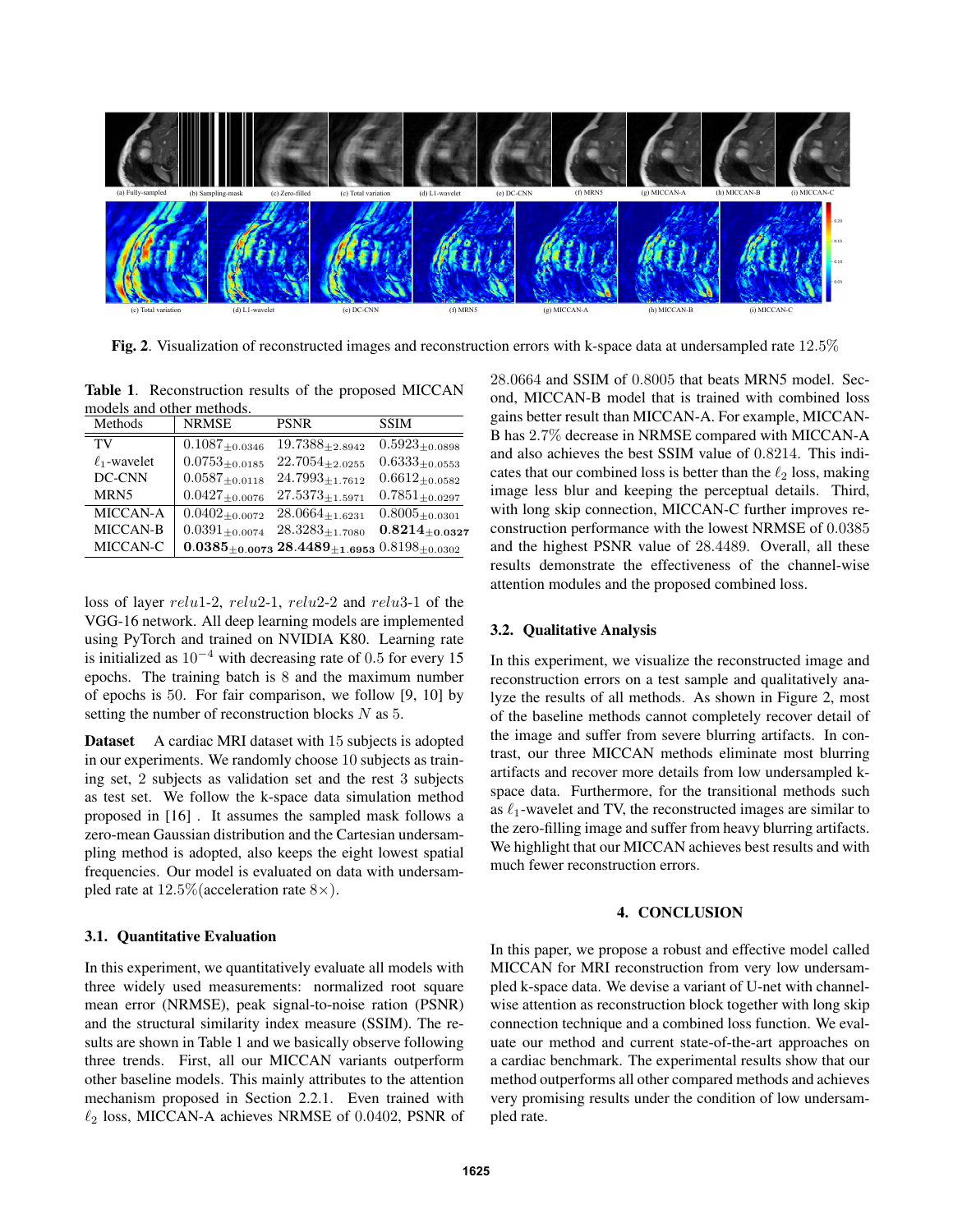**Fig. 2**. Visualization of reconstructed images and reconstruction errors with k-space data at undersampled rate $12.5\%$

**Table 1**. Reconstruction results of the proposed MICCAN models and other methods.

| Methods | NRMSE | PSNR | SSIM |
|---|---|---|---|
| TV | $0.1087_{\pm 0.0346}$ | $19.7388_{\pm 2.8942}$ | $0.5923_{\pm 0.0898}$ |
| $\ell_1$-wavelet | $0.0753_{\pm 0.0185}$ | $22.7054_{\pm 2.0255}$ | $0.6333_{\pm 0.0553}$ |
| DC-CNN | $0.0587_{\pm 0.0118}$ | $24.7993_{\pm 1.7612}$ | $0.6612_{\pm 0.0582}$ |
| MRN5 | $0.0427_{\pm 0.0076}$ | $27.5373_{\pm 1.5971}$ | $0.7851_{\pm 0.0297}$ |
| MICCAN-A | $0.0402_{\pm 0.0072}$ | $28.0664_{\pm 1.6231}$ | $0.8005_{\pm 0.0301}$ |
| MICCAN-B | $0.0391_{\pm 0.0074}$ | $28.3283_{\pm 1.7080}$ | $\mathbf{0.8214}_{\pm \mathbf{0.0327}}$ |
| MICCAN-C | $\mathbf{0.0385}_{\pm \mathbf{0.0073}}$ | $\mathbf{28.4489}_{\pm \mathbf{1.6953}}$ | $0.8198_{\pm 0.0302}$ |

loss of layer $relu1$-2, $relu2$-1, $relu2$-2 and $relu3$-1 of the VGG-16 network. All deep learning models are implemented using PyTorch and trained on NVIDIA K80. Learning rate is initialized as $10^{-4}$ with decreasing rate of 0.5 for every 15 epochs. The training batch is 8 and the maximum number of epochs is 50. For fair comparison, we follow [9, 10] by setting the number of reconstruction blocks $N$ as 5.

**Dataset** A cardiac MRI dataset with 15 subjects is adopted in our experiments. We randomly choose 10 subjects as training set, 2 subjects as validation set and the rest 3 subjects as test set. We follow the k-space data simulation method proposed in [16] . It assumes the sampled mask follows a zero-mean Gaussian distribution and the Cartesian undersampling method is adopted, also keeps the eight lowest spatial frequencies. Our model is evaluated on data with undersampled rate at $12.5\%$(acceleration rate $8\times$).

### 3.1. Quantitative Evaluation

In this experiment, we quantitatively evaluate all models with three widely used measurements: normalized root square mean error (NRMSE), peak signal-to-noise ration (PSNR) and the structural similarity index measure (SSIM). The results are shown in Table 1 and we basically observe following three trends. First, all our MICCAN variants outperform other baseline models. This mainly attributes to the attention mechanism proposed in Section 2.2.1. Even trained with $\ell_2$ loss, MICCAN-A achieves NRMSE of 0.0402, PSNR of 28.0664 and SSIM of 0.8005 that beats MRN5 model. Second, MICCAN-B model that is trained with combined loss gains better result than MICCAN-A. For example, MICCAN-B has $2.7\%$ decrease in NRMSE compared with MICCAN-A and also achieves the best SSIM value of 0.8214. This indicates that our combined loss is better than the $\ell_2$ loss, making image less blur and keeping the perceptual details. Third, with long skip connection, MICCAN-C further improves reconstruction performance with the lowest NRMSE of 0.0385 and the highest PSNR value of 28.4489. Overall, all these results demonstrate the effectiveness of the channel-wise attention modules and the proposed combined loss.

### 3.2. Qualitative Analysis

In this experiment, we visualize the reconstructed image and reconstruction errors on a test sample and qualitatively analyze the results of all methods. As shown in Figure 2, most of the baseline methods cannot completely recover detail of the image and suffer from severe blurring artifacts. In contrast, our three MICCAN methods eliminate most blurring artifacts and recover more details from low undersampled k-space data. Furthermore, for the transitional methods such as $\ell_1$-wavelet and TV, the reconstructed images are similar to the zero-filling image and suffer from heavy blurring artifacts. We highlight that our MICCAN achieves best results and with much fewer reconstruction errors.

## 4. CONCLUSION

In this paper, we propose a robust and effective model called MICCAN for MRI reconstruction from very low undersampled k-space data. We devise a variant of U-net with channel-wise attention as reconstruction block together with long skip connection technique and a combined loss function. We evaluate our method and current state-of-the-art approaches on a cardiac benchmark. The experimental results show that our method outperforms all other compared methods and achieves very promising results under the condition of low undersampled rate.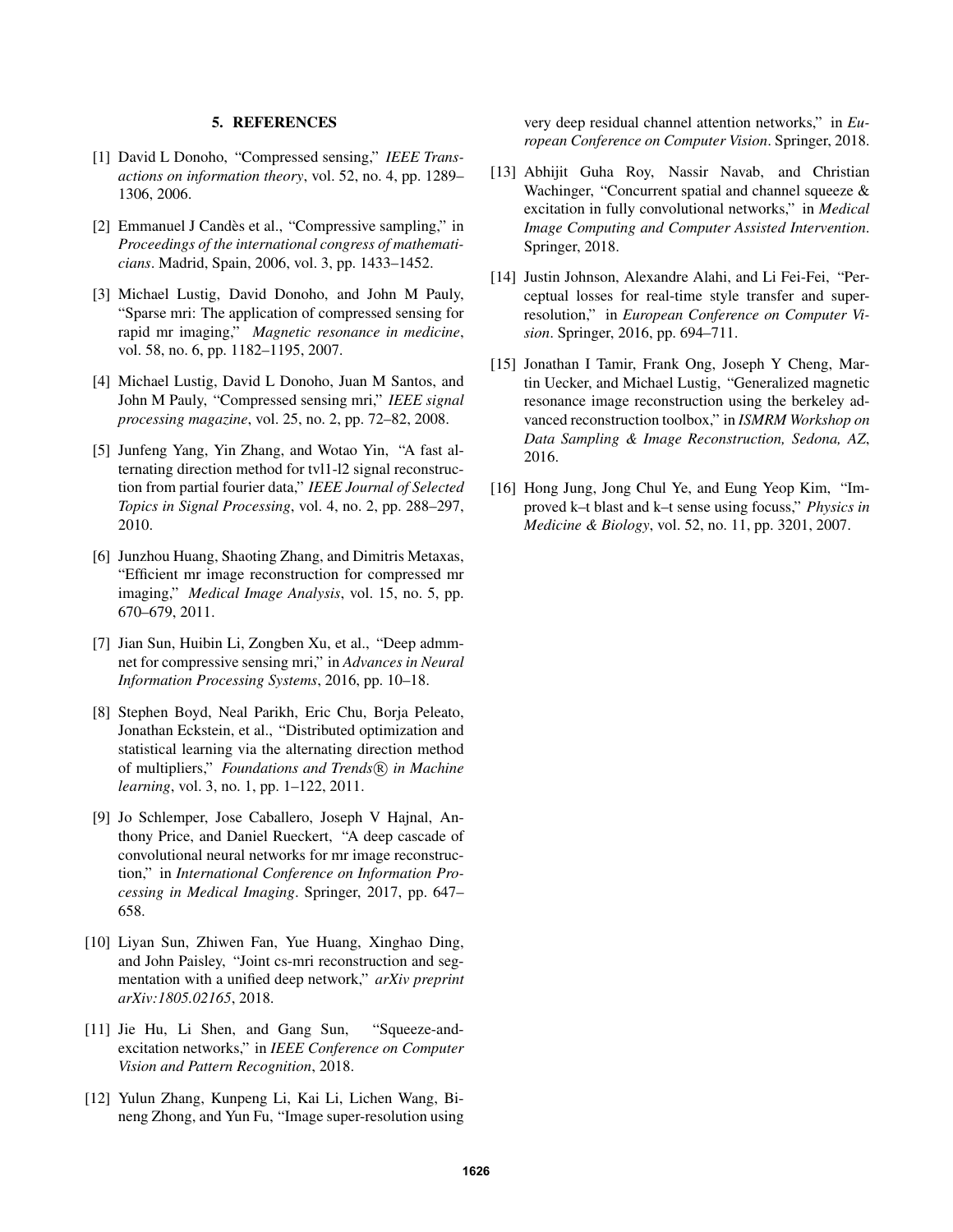## 5. REFERENCES

[1] David L Donoho, "Compressed sensing," *IEEE Transactions on information theory*, vol. 52, no. 4, pp. 1289–1306, 2006.

[2] Emmanuel J Candès et al., "Compressive sampling," in *Proceedings of the international congress of mathematicians*. Madrid, Spain, 2006, vol. 3, pp. 1433–1452.

[3] Michael Lustig, David Donoho, and John M Pauly, "Sparse mri: The application of compressed sensing for rapid mr imaging," *Magnetic resonance in medicine*, vol. 58, no. 6, pp. 1182–1195, 2007.

[4] Michael Lustig, David L Donoho, Juan M Santos, and John M Pauly, "Compressed sensing mri," *IEEE signal processing magazine*, vol. 25, no. 2, pp. 72–82, 2008.

[5] Junfeng Yang, Yin Zhang, and Wotao Yin, "A fast alternating direction method for tvl1-l2 signal reconstruction from partial fourier data," *IEEE Journal of Selected Topics in Signal Processing*, vol. 4, no. 2, pp. 288–297, 2010.

[6] Junzhou Huang, Shaoting Zhang, and Dimitris Metaxas, "Efficient mr image reconstruction for compressed mr imaging," *Medical Image Analysis*, vol. 15, no. 5, pp. 670–679, 2011.

[7] Jian Sun, Huibin Li, Zongben Xu, et al., "Deep admm-net for compressive sensing mri," in *Advances in Neural Information Processing Systems*, 2016, pp. 10–18.

[8] Stephen Boyd, Neal Parikh, Eric Chu, Borja Peleato, Jonathan Eckstein, et al., "Distributed optimization and statistical learning via the alternating direction method of multipliers," *Foundations and Trends® in Machine learning*, vol. 3, no. 1, pp. 1–122, 2011.

[9] Jo Schlemper, Jose Caballero, Joseph V Hajnal, Anthony Price, and Daniel Rueckert, "A deep cascade of convolutional neural networks for mr image reconstruction," in *International Conference on Information Processing in Medical Imaging*. Springer, 2017, pp. 647–658.

[10] Liyan Sun, Zhiwen Fan, Yue Huang, Xinghao Ding, and John Paisley, "Joint cs-mri reconstruction and segmentation with a unified deep network," *arXiv preprint arXiv:1805.02165*, 2018.

[11] Jie Hu, Li Shen, and Gang Sun, "Squeeze-and-excitation networks," in *IEEE Conference on Computer Vision and Pattern Recognition*, 2018.

[12] Yulun Zhang, Kunpeng Li, Kai Li, Lichen Wang, Bineng Zhong, and Yun Fu, "Image super-resolution using very deep residual channel attention networks," in *European Conference on Computer Vision*. Springer, 2018.

[13] Abhijit Guha Roy, Nassir Navab, and Christian Wachinger, "Concurrent spatial and channel squeeze & excitation in fully convolutional networks," in *Medical Image Computing and Computer Assisted Intervention*. Springer, 2018.

[14] Justin Johnson, Alexandre Alahi, and Li Fei-Fei, "Perceptual losses for real-time style transfer and super-resolution," in *European Conference on Computer Vision*. Springer, 2016, pp. 694–711.

[15] Jonathan I Tamir, Frank Ong, Joseph Y Cheng, Martin Uecker, and Michael Lustig, "Generalized magnetic resonance image reconstruction using the berkeley advanced reconstruction toolbox," in *ISMRM Workshop on Data Sampling & Image Reconstruction, Sedona, AZ*, 2016.

[16] Hong Jung, Jong Chul Ye, and Eung Yeop Kim, "Improved k–t blast and k–t sense using focuss," *Physics in Medicine & Biology*, vol. 52, no. 11, pp. 3201, 2007.